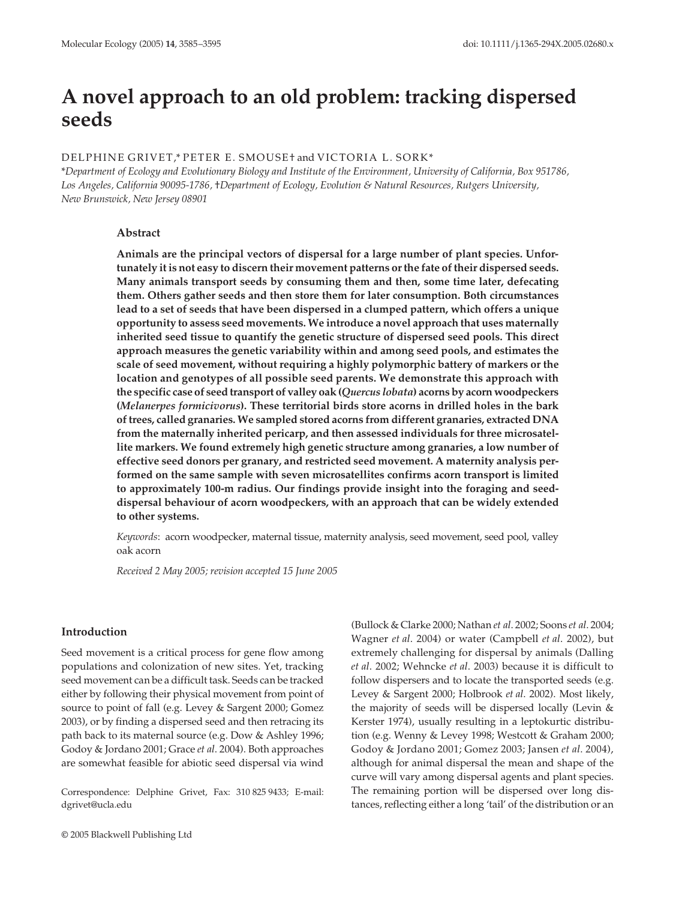# A novel approach to an old problem: tracking dispersed seeds

DELPHINE GRIVET,* PETER E. SMOUSE† and VICTORIA L. SORK*

*Department of Ecology and Evolutionary Biology and Institute of the Environment, University of California, Box 951786, Los Angeles, California 90095-1786, †Department of Ecology, Evolution & Natural Resources, Rutgers University, New Brunswick, New Jersey 08901

## Abstract

**Animals are the principal vectors of dispersal for a large number of plant species. Unfortunately it is not easy to discern their movement patterns or the fate of their dispersed seeds. Many animals transport seeds by consuming them and then, some time later, defecating them. Others gather seeds and then store them for later consumption. Both circumstances lead to a set of seeds that have been dispersed in a clumped pattern, which offers a unique opportunity to assess seed movements. We introduce a novel approach that uses maternally inherited seed tissue to quantify the genetic structure of dispersed seed pools. This direct approach measures the genetic variability within and among seed pools, and estimates the scale of seed movement, without requiring a highly polymorphic battery of markers or the location and genotypes of all possible seed parents. We demonstrate this approach with the specific case of seed transport of valley oak (*Quercus lobata*) acorns by acorn woodpeckers (*Melanerpes formicivorus*). These territorial birds store acorns in drilled holes in the bark of trees, called granaries. We sampled stored acorns from different granaries, extracted DNA from the maternally inherited pericarp, and then assessed individuals for three microsatellite markers. We found extremely high genetic structure among granaries, a low number of effective seed donors per granary, and restricted seed movement. A maternity analysis performed on the same sample with seven microsatellites confirms acorn transport is limited to approximately 100-m radius. Our findings provide insight into the foraging and seed-dispersal behaviour of acorn woodpeckers, with an approach that can be widely extended to other systems.**

*Keywords*: acorn woodpecker, maternal tissue, maternity analysis, seed movement, seed pool, valley oak acorn

*Received 2 May 2005; revision accepted 15 June 2005*

## Introduction

Seed movement is a critical process for gene flow among populations and colonization of new sites. Yet, tracking seed movement can be a difficult task. Seeds can be tracked either by following their physical movement from point of source to point of fall (e.g. Levey & Sargent 2000; Gomez 2003), or by finding a dispersed seed and then retracing its path back to its maternal source (e.g. Dow & Ashley 1996; Godoy & Jordano 2001; Grace *et al*. 2004). Both approaches are somewhat feasible for abiotic seed dispersal via wind (Bullock & Clarke 2000; Nathan *et al*. 2002; Soons *et al*. 2004; Wagner *et al*. 2004) or water (Campbell *et al*. 2002), but extremely challenging for dispersal by animals (Dalling *et al*. 2002; Wehncke *et al*. 2003) because it is difficult to follow dispersers and to locate the transported seeds (e.g. Levey & Sargent 2000; Holbrook *et al*. 2002). Most likely, the majority of seeds will be dispersed locally (Levin & Kerster 1974), usually resulting in a leptokurtic distribution (e.g. Wenny & Levey 1998; Westcott & Graham 2000; Godoy & Jordano 2001; Gomez 2003; Jansen *et al*. 2004), although for animal dispersal the mean and shape of the curve will vary among dispersal agents and plant species. The remaining portion will be dispersed over long distances, reflecting either a long 'tail' of the distribution or an

Correspondence: Delphine Grivet, Fax: 310 825 9433; E-mail: dgrivet@ucla.edu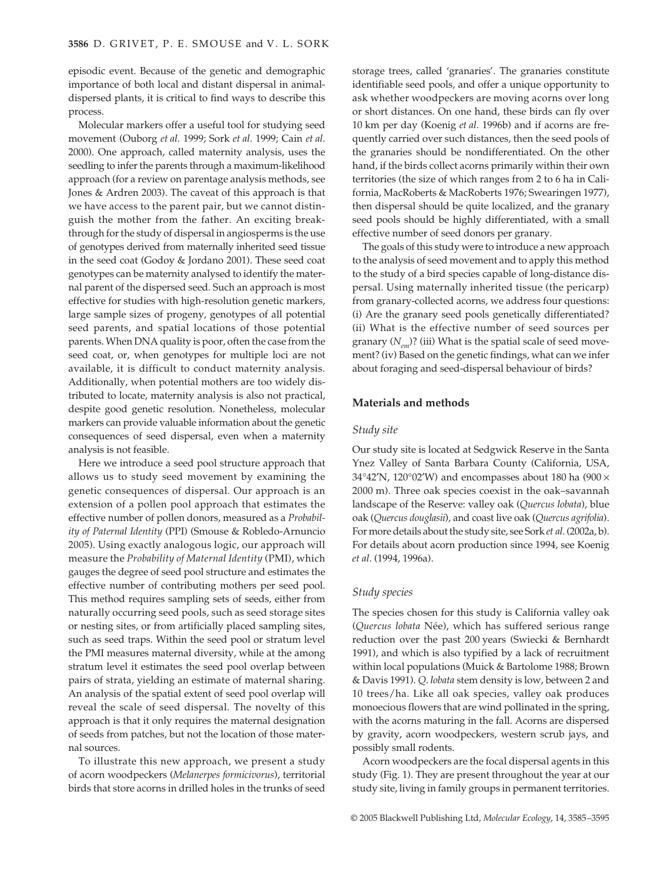episodic event. Because of the genetic and demographic importance of both local and distant dispersal in animal-dispersed plants, it is critical to find ways to describe this process.

Molecular markers offer a useful tool for studying seed movement (Ouborg *et al*. 1999; Sork *et al*. 1999; Cain *et al*. 2000). One approach, called maternity analysis, uses the seedling to infer the parents through a maximum-likelihood approach (for a review on parentage analysis methods, see Jones & Ardren 2003). The caveat of this approach is that we have access to the parent pair, but we cannot distinguish the mother from the father. An exciting breakthrough for the study of dispersal in angiosperms is the use of genotypes derived from maternally inherited seed tissue in the seed coat (Godoy & Jordano 2001). These seed coat genotypes can be maternity analysed to identify the maternal parent of the dispersed seed. Such an approach is most effective for studies with high-resolution genetic markers, large sample sizes of progeny, genotypes of all potential seed parents, and spatial locations of those potential parents. When DNA quality is poor, often the case from the seed coat, or, when genotypes for multiple loci are not available, it is difficult to conduct maternity analysis. Additionally, when potential mothers are too widely distributed to locate, maternity analysis is also not practical, despite good genetic resolution. Nonetheless, molecular markers can provide valuable information about the genetic consequences of seed dispersal, even when a maternity analysis is not feasible.

Here we introduce a seed pool structure approach that allows us to study seed movement by examining the genetic consequences of dispersal. Our approach is an extension of a pollen pool approach that estimates the effective number of pollen donors, measured as a *Probability of Paternal Identity* (PPI) (Smouse & Robledo-Arnuncio 2005). Using exactly analogous logic, our approach will measure the *Probability of Maternal Identity* (PMI), which gauges the degree of seed pool structure and estimates the effective number of contributing mothers per seed pool. This method requires sampling sets of seeds, either from naturally occurring seed pools, such as seed storage sites or nesting sites, or from artificially placed sampling sites, such as seed traps. Within the seed pool or stratum level the PMI measures maternal diversity, while at the among stratum level it estimates the seed pool overlap between pairs of strata, yielding an estimate of maternal sharing. An analysis of the spatial extent of seed pool overlap will reveal the scale of seed dispersal. The novelty of this approach is that it only requires the maternal designation of seeds from patches, but not the location of those maternal sources.

To illustrate this new approach, we present a study of acorn woodpeckers (*Melanerpes formicivorus*), territorial birds that store acorns in drilled holes in the trunks of seed storage trees, called 'granaries'. The granaries constitute identifiable seed pools, and offer a unique opportunity to ask whether woodpeckers are moving acorns over long or short distances. On one hand, these birds can fly over 10 km per day (Koenig *et al*. 1996b) and if acorns are frequently carried over such distances, then the seed pools of the granaries should be nondifferentiated. On the other hand, if the birds collect acorns primarily within their own territories (the size of which ranges from 2 to 6 ha in California, MacRoberts & MacRoberts 1976; Swearingen 1977), then dispersal should be quite localized, and the granary seed pools should be highly differentiated, with a small effective number of seed donors per granary.

The goals of this study were to introduce a new approach to the analysis of seed movement and to apply this method to the study of a bird species capable of long-distance dispersal. Using maternally inherited tissue (the pericarp) from granary-collected acorns, we address four questions: (i) Are the granary seed pools genetically differentiated? (ii) What is the effective number of seed sources per granary ($N_{em}$)? (iii) What is the spatial scale of seed movement? (iv) Based on the genetic findings, what can we infer about foraging and seed-dispersal behaviour of birds?

## Materials and methods

### Study site

Our study site is located at Sedgwick Reserve in the Santa Ynez Valley of Santa Barbara County (California, USA, 34°42′N, 120°02′W) and encompasses about 180 ha (900 × 2000 m). Three oak species coexist in the oak–savannah landscape of the Reserve: valley oak (*Quercus lobata*), blue oak (*Quercus douglasii*), and coast live oak (*Quercus agrifolia*). For more details about the study site, see Sork *et al*. (2002a, b). For details about acorn production since 1994, see Koenig *et al*. (1994, 1996a).

### Study species

The species chosen for this study is California valley oak (*Quercus lobata* Née), which has suffered serious range reduction over the past 200 years (Swiecki & Bernhardt 1991), and which is also typified by a lack of recruitment within local populations (Muick & Bartolome 1988; Brown & Davis 1991). *Q. lobata* stem density is low, between 2 and 10 trees/ha. Like all oak species, valley oak produces monoecious flowers that are wind pollinated in the spring, with the acorns maturing in the fall. Acorns are dispersed by gravity, acorn woodpeckers, western scrub jays, and possibly small rodents.

Acorn woodpeckers are the focal dispersal agents in this study (Fig. 1). They are present throughout the year at our study site, living in family groups in permanent territories.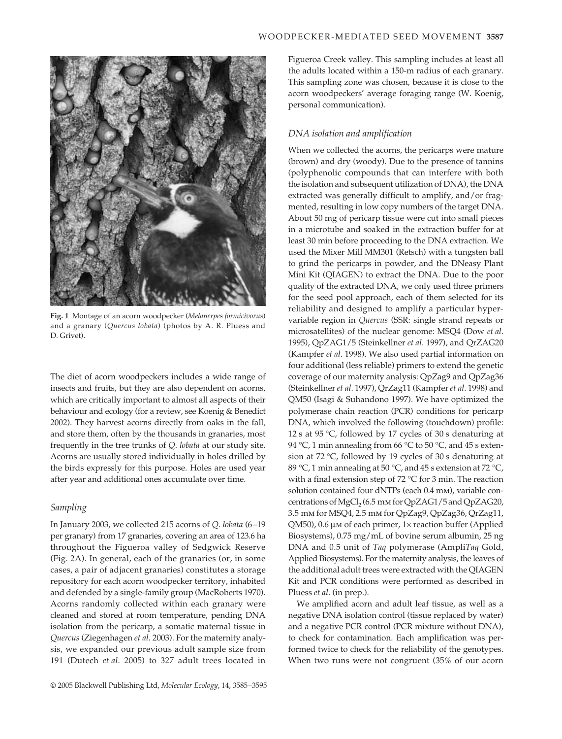Fig. 1 Montage of an acorn woodpecker (*Melanerpes formicivorus*) and a granary (*Quercus lobata*) (photos by A. R. Pluess and D. Grivet).

The diet of acorn woodpeckers includes a wide range of insects and fruits, but they are also dependent on acorns, which are critically important to almost all aspects of their behaviour and ecology (for a review, see Koenig & Benedict 2002). They harvest acorns directly from oaks in the fall, and store them, often by the thousands in granaries, most frequently in the tree trunks of *Q. lobata* at our study site. Acorns are usually stored individually in holes drilled by the birds expressly for this purpose. Holes are used year after year and additional ones accumulate over time.

### *Sampling*

In January 2003, we collected 215 acorns of *Q. lobata* (6–19 per granary) from 17 granaries, covering an area of 123.6 ha throughout the Figueroa valley of Sedgwick Reserve (Fig. 2A). In general, each of the granaries (or, in some cases, a pair of adjacent granaries) constitutes a storage repository for each acorn woodpecker territory, inhabited and defended by a single-family group (MacRoberts 1970). Acorns randomly collected within each granary were cleaned and stored at room temperature, pending DNA isolation from the pericarp, a somatic maternal tissue in *Quercus* (Ziegenhagen *et al*. 2003). For the maternity analysis, we expanded our previous adult sample size from 191 (Dutech *et al*. 2005) to 327 adult trees located in Figueroa Creek valley. This sampling includes at least all the adults located within a 150-m radius of each granary. This sampling zone was chosen, because it is close to the acorn woodpeckers' average foraging range (W. Koenig, personal communication).

### *DNA isolation and amplification*

When we collected the acorns, the pericarps were mature (brown) and dry (woody). Due to the presence of tannins (polyphenolic compounds that can interfere with both the isolation and subsequent utilization of DNA), the DNA extracted was generally difficult to amplify, and/or fragmented, resulting in low copy numbers of the target DNA. About 50 mg of pericarp tissue were cut into small pieces in a microtube and soaked in the extraction buffer for at least 30 min before proceeding to the DNA extraction. We used the Mixer Mill MM301 (Retsch) with a tungsten ball to grind the pericarps in powder, and the DNeasy Plant Mini Kit (QIAGEN) to extract the DNA. Due to the poor quality of the extracted DNA, we only used three primers for the seed pool approach, each of them selected for its reliability and designed to amplify a particular hypervariable region in *Quercus* (SSR: single strand repeats or microsatellites) of the nuclear genome: MSQ4 (Dow *et al*. 1995), QpZAG1/5 (Steinkellner *et al*. 1997), and QrZAG20 (Kampfer *et al*. 1998). We also used partial information on four additional (less reliable) primers to extend the genetic coverage of our maternity analysis: QpZag9 and QpZag36 (Steinkellner *et al*. 1997), QrZag11 (Kampfer *et al*. 1998) and QM50 (Isagi & Suhandono 1997). We have optimized the polymerase chain reaction (PCR) conditions for pericarp DNA, which involved the following (touchdown) profile: 12 s at 95 °C, followed by 17 cycles of 30 s denaturing at 94 °C, 1 min annealing from 66 °C to 50 °C, and 45 s extension at 72 °C, followed by 19 cycles of 30 s denaturing at 89 °C, 1 min annealing at 50 °C, and 45 s extension at 72 °C, with a final extension step of 72 °C for 3 min. The reaction solution contained four dNTPs (each 0.4 mM), variable concentrations of $MgCl_2$ (6.5 mM for QpZAG1/5 and QpZAG20, 3.5 mM for MSQ4, 2.5 mM for QpZag9, QpZag36, QrZag11, QM50), 0.6 μM of each primer, 1× reaction buffer (Applied Biosystems), 0.75 mg/mL of bovine serum albumin, 25 ng DNA and 0.5 unit of *Taq* polymerase (Ampli*Taq* Gold, Applied Biosystems). For the maternity analysis, the leaves of the additional adult trees were extracted with the QIAGEN Kit and PCR conditions were performed as described in Pluess *et al*. (in prep.).

We amplified acorn and adult leaf tissue, as well as a negative DNA isolation control (tissue replaced by water) and a negative PCR control (PCR mixture without DNA), to check for contamination. Each amplification was performed twice to check for the reliability of the genotypes. When two runs were not congruent (35% of our acorn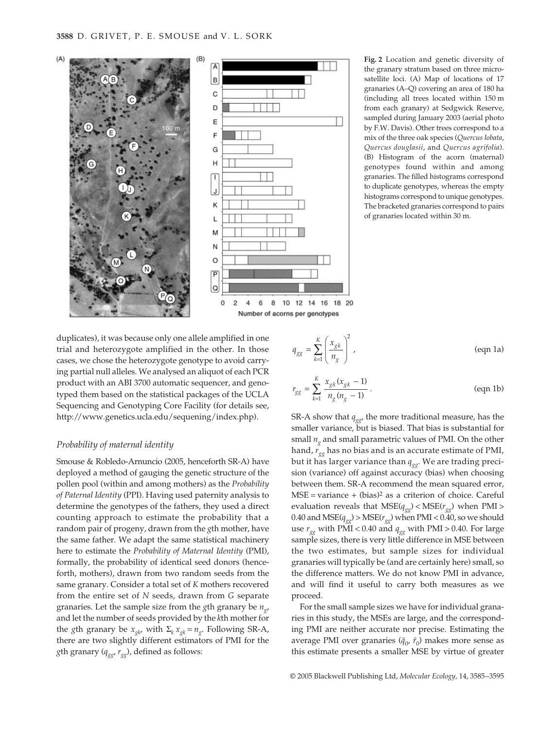**Fig. 2** Location and genetic diversity of the granary stratum based on three microsatellite loci. (A) Map of locations of 17 granaries (A–Q) covering an area of 180 ha (including all trees located within 150 m from each granary) at Sedgwick Reserve, sampled during January 2003 (aerial photo by F.W. Davis). Other trees correspond to a mix of the three oak species (*Quercus lobata*, *Quercus douglasii*, and *Quercus agrifolia*). (B) Histogram of the acorn (maternal) genotypes found within and among granaries. The filled histograms correspond to duplicate genotypes, whereas the empty histograms correspond to unique genotypes. The bracketed granaries correspond to pairs of granaries located within 30 m.

duplicates), it was because only one allele amplified in one trial and heterozygote amplified in the other. In those cases, we chose the heterozygote genotype to avoid carrying partial null alleles. We analysed an aliquot of each PCR product with an ABI 3700 automatic sequencer, and genotyped them based on the statistical packages of the UCLA Sequencing and Genotyping Core Facility (for details see, http://www.genetics.ucla.edu/sequening/index.php).

### Probability of maternal identity

Smouse & Robledo-Arnuncio (2005, henceforth SR-A) have deployed a method of gauging the genetic structure of the pollen pool (within and among mothers) as the *Probability of Paternal Identity* (PPI). Having used paternity analysis to determine the genotypes of the fathers, they used a direct counting approach to estimate the probability that a random pair of progeny, drawn from the $g$th mother, have the same father. We adapt the same statistical machinery here to estimate the *Probability of Maternal Identity* (PMI), formally, the probability of identical seed donors (henceforth, mothers), drawn from two random seeds from the same granary. Consider a total set of $K$ mothers recovered from the entire set of $N$ seeds, drawn from $G$ separate granaries. Let the sample size from the $g$th granary be $n_g$, and let the number of seeds provided by the $k$th mother for the $g$th granary be $x_{gk}$, with $\Sigma_k x_{gk} = n_g$. Following SR-A, there are two slightly different estimators of PMI for the $g$th granary ($q_{gg}$, $r_{gg}$), defined as follows:

$$q_{gg} = \sum_{k=1}^{K} \left( \frac{x_{gk}}{n_g} \right)^2 , \quad \text{(eqn 1a)}$$

$$r_{gg} = \sum_{k=1}^{K} \frac{x_{gk}(x_{gk} - 1)}{n_g(n_g - 1)} . \quad \text{(eqn 1b)}$$

SR-A show that $q_{gg}$, the more traditional measure, has the smaller variance, but is biased. That bias is substantial for small $n_g$ and small parametric values of PMI. On the other hand, $r_{gg}$ has no bias and is an accurate estimate of PMI, but it has larger variance than $q_{gg}$. We are trading precision (variance) off against accuracy (bias) when choosing between them. SR-A recommend the mean squared error, MSE = variance + (bias)$^2$ as a criterion of choice. Careful evaluation reveals that MSE($q_{gg}$) < MSE($r_{gg}$) when PMI > 0.40 and MSE($q_{gg}$) > MSE($r_{gg}$) when PMI < 0.40, so we should use $r_{gg}$ with PMI < 0.40 and $q_{gg}$ with PMI > 0.40. For large sample sizes, there is very little difference in MSE between the two estimates, but sample sizes for individual granaries will typically be (and are certainly here) small, so the difference matters. We do not know PMI in advance, and will find it useful to carry both measures as we proceed.

For the small sample sizes we have for individual granaries in this study, the MSEs are large, and the corresponding PMI are neither accurate nor precise. Estimating the average PMI over granaries ($\bar{q}_0$, $\bar{r}_0$) makes more sense as this estimate presents a smaller MSE by virtue of greater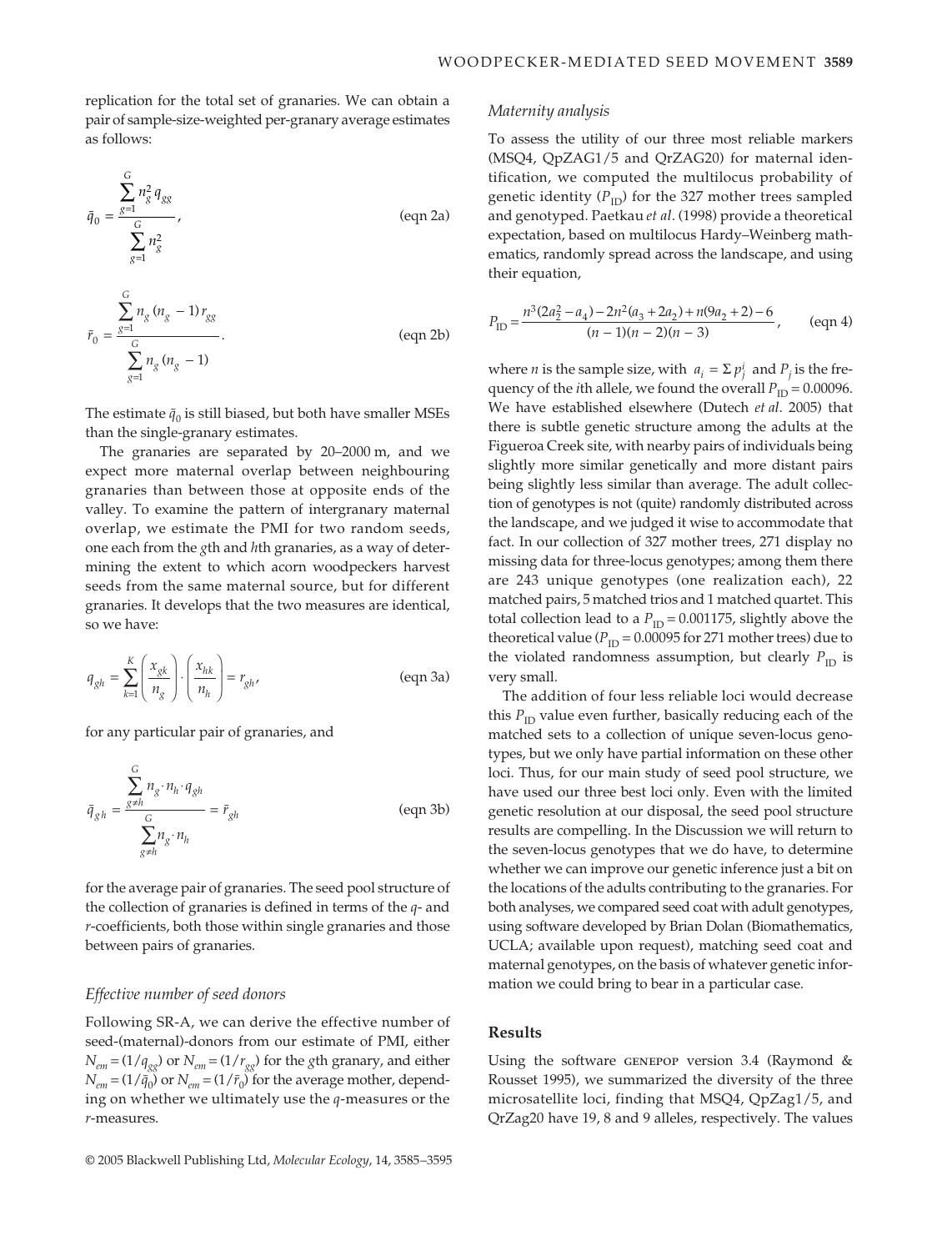replication for the total set of granaries. We can obtain a pair of sample-size-weighted per-granary average estimates as follows:

$$\bar{q}_0 = \frac{\sum_{g=1}^{G} n_g^2 q_{gg}}{\sum_{g=1}^{G} n_g^2}, \qquad \text{(eqn 2a)}$$

$$\bar{r}_0 = \frac{\sum_{g=1}^{G} n_g (n_g - 1) r_{gg}}{\sum_{g=1}^{G} n_g (n_g - 1)}. \qquad \text{(eqn 2b)}$$

The estimate $\bar{q}_0$ is still biased, but both have smaller MSEs than the single-granary estimates.

The granaries are separated by 20–2000 m, and we expect more maternal overlap between neighbouring granaries than between those at opposite ends of the valley. To examine the pattern of intergranary maternal overlap, we estimate the PMI for two random seeds, one each from the *g*th and *h*th granaries, as a way of determining the extent to which acorn woodpeckers harvest seeds from the same maternal source, but for different granaries. It develops that the two measures are identical, so we have:

$$q_{gh} = \sum_{k=1}^{K} \left(\frac{x_{gk}}{n_g}\right) \cdot \left(\frac{x_{hk}}{n_h}\right) = r_{gh}, \qquad \text{(eqn 3a)}$$

for any particular pair of granaries, and

$$\bar{q}_{gh} = \frac{\sum_{g \neq h}^{G} n_g \cdot n_h \cdot q_{gh}}{\sum_{g \neq h}^{G} n_g \cdot n_h} = \bar{r}_{gh} \qquad \text{(eqn 3b)}$$

for the average pair of granaries. The seed pool structure of the collection of granaries is defined in terms of the *q*- and *r*-coefficients, both those within single granaries and those between pairs of granaries.

### *Effective number of seed donors*

Following SR-A, we can derive the effective number of seed-(maternal)-donors from our estimate of PMI, either $N_{em} = (1/q_{gg})$ or $N_{em} = (1/r_{gg})$ for the *g*th granary, and either $N_{em} = (1/\bar{q}_0)$ or $N_{em} = (1/\bar{r}_0)$ for the average mother, depending on whether we ultimately use the *q*-measures or the *r*-measures.

### *Maternity analysis*

To assess the utility of our three most reliable markers (MSQ4, QpZAG1/5 and QrZAG20) for maternal identification, we computed the multilocus probability of genetic identity ($P_{ID}$) for the 327 mother trees sampled and genotyped. Paetkau *et al*. (1998) provide a theoretical expectation, based on multilocus Hardy–Weinberg mathematics, randomly spread across the landscape, and using their equation,

$$P_{ID} = \frac{n^3(2a_2^2 - a_4) - 2n^2(a_3 + 2a_2) + n(9a_2 + 2) - 6}{(n-1)(n-2)(n-3)}, \qquad \text{(eqn 4)}$$

where *n* is the sample size, with $a_i = \Sigma p_j^i$ and $P_j$ is the frequency of the *i*th allele, we found the overall $P_{ID} = 0.00096$. We have established elsewhere (Dutech *et al*. 2005) that there is subtle genetic structure among the adults at the Figueroa Creek site, with nearby pairs of individuals being slightly more similar genetically and more distant pairs being slightly less similar than average. The adult collection of genotypes is not (quite) randomly distributed across the landscape, and we judged it wise to accommodate that fact. In our collection of 327 mother trees, 271 display no missing data for three-locus genotypes; among them there are 243 unique genotypes (one realization each), 22 matched pairs, 5 matched trios and 1 matched quartet. This total collection lead to a $P_{ID} = 0.001175$, slightly above the theoretical value ($P_{ID} = 0.00095$ for 271 mother trees) due to the violated randomness assumption, but clearly $P_{ID}$ is very small.

The addition of four less reliable loci would decrease this $P_{ID}$ value even further, basically reducing each of the matched sets to a collection of unique seven-locus genotypes, but we only have partial information on these other loci. Thus, for our main study of seed pool structure, we have used our three best loci only. Even with the limited genetic resolution at our disposal, the seed pool structure results are compelling. In the Discussion we will return to the seven-locus genotypes that we do have, to determine whether we can improve our genetic inference just a bit on the locations of the adults contributing to the granaries. For both analyses, we compared seed coat with adult genotypes, using software developed by Brian Dolan (Biomathematics, UCLA; available upon request), matching seed coat and maternal genotypes, on the basis of whatever genetic information we could bring to bear in a particular case.

## Results

Using the software GENEPOP version 3.4 (Raymond & Rousset 1995), we summarized the diversity of the three microsatellite loci, finding that MSQ4, QpZag1/5, and QrZag20 have 19, 8 and 9 alleles, respectively. The values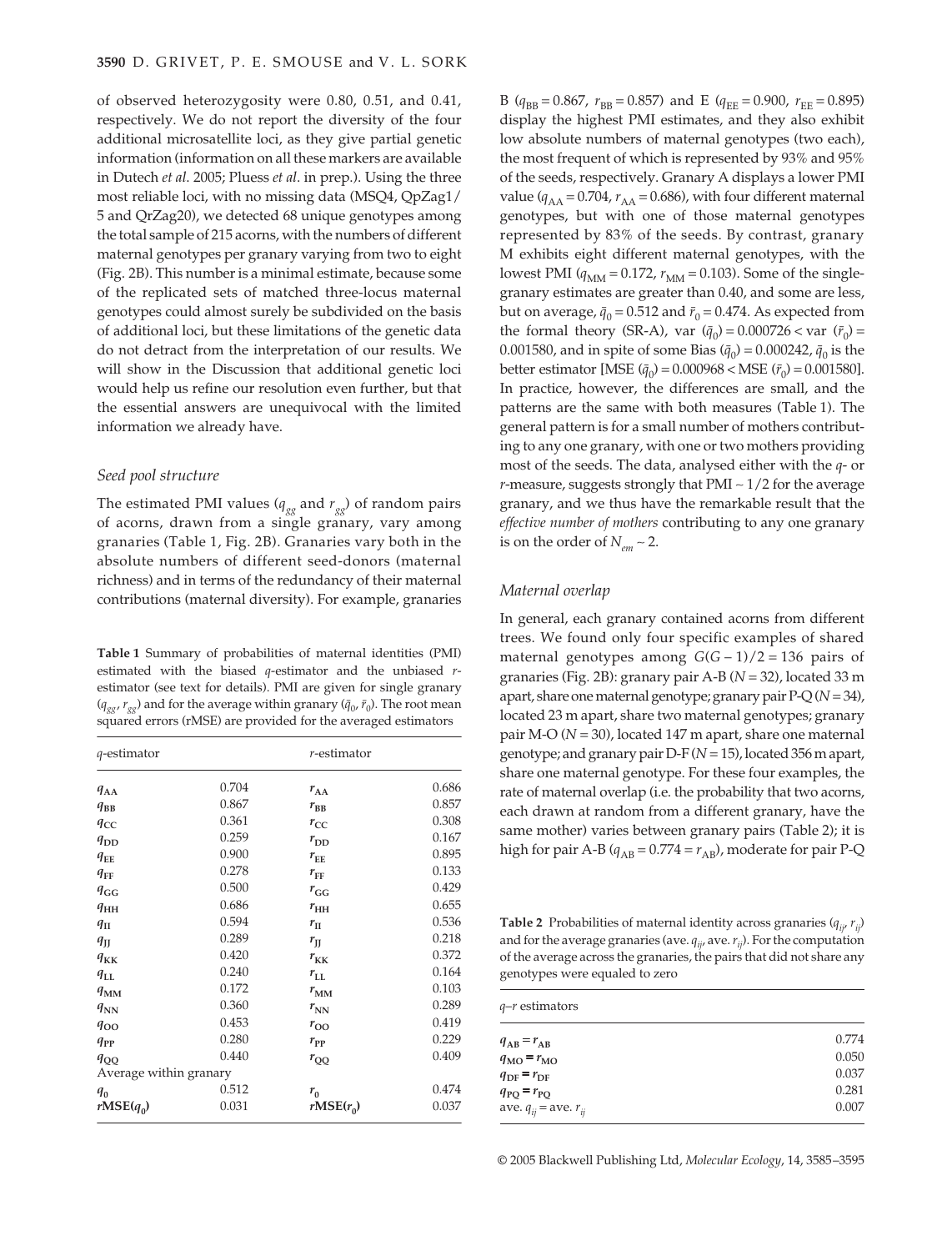of observed heterozygosity were 0.80, 0.51, and 0.41, respectively. We do not report the diversity of the four additional microsatellite loci, as they give partial genetic information (information on all these markers are available in Dutech *et al.* 2005; Pluess *et al.* in prep.). Using the three most reliable loci, with no missing data (MSQ4, QpZag1/5 and QrZag20), we detected 68 unique genotypes among the total sample of 215 acorns, with the numbers of different maternal genotypes per granary varying from two to eight (Fig. 2B). This number is a minimal estimate, because some of the replicated sets of matched three-locus maternal genotypes could almost surely be subdivided on the basis of additional loci, but these limitations of the genetic data do not detract from the interpretation of our results. We will show in the Discussion that additional genetic loci would help us refine our resolution even further, but that the essential answers are unequivocal with the limited information we already have.

### Seed pool structure

The estimated PMI values ($q_{gg}$ and $r_{gg}$) of random pairs of acorns, drawn from a single granary, vary among granaries (Table 1, Fig. 2B). Granaries vary both in the absolute numbers of different seed-donors (maternal richness) and in terms of the redundancy of their maternal contributions (maternal diversity). For example, granaries B ($q_{BB} = 0.867$, $r_{BB} = 0.857$) and E ($q_{EE} = 0.900$, $r_{EE} = 0.895$) display the highest PMI estimates, and they also exhibit low absolute numbers of maternal genotypes (two each), the most frequent of which is represented by 93% and 95% of the seeds, respectively. Granary A displays a lower PMI value ($q_{AA} = 0.704$, $r_{AA} = 0.686$), with four different maternal genotypes, but with one of those maternal genotypes represented by 83% of the seeds. By contrast, granary M exhibits eight different maternal genotypes, with the lowest PMI ($q_{MM} = 0.172$, $r_{MM} = 0.103$). Some of the single-granary estimates are greater than 0.40, and some are less, but on average, $\bar{q}_0 = 0.512$ and $\bar{r}_0 = 0.474$. As expected from the formal theory (SR-A), var $(\bar{q}_0) = 0.000726 <$ var $(\bar{r}_0) = 0.001580$, and in spite of some Bias $(\bar{q}_0) = 0.000242$, $\bar{q}_0$ is the better estimator [MSE $(\bar{q}_0) = 0.000968 <$ MSE $(\bar{r}_0) = 0.001580$]. In practice, however, the differences are small, and the patterns are the same with both measures (Table 1). The general pattern is for a small number of mothers contributing to any one granary, with one or two mothers providing most of the seeds. The data, analysed either with the *q*- or *r*-measure, suggests strongly that PMI ~ 1/2 for the average granary, and we thus have the remarkable result that the *effective number of mothers* contributing to any one granary is on the order of $N_{em} \sim 2$.

**Table 1** Summary of probabilities of maternal identities (PMI) estimated with the biased *q*-estimator and the unbiased *r*-estimator (see text for details). PMI are given for single granary ($q_{gg}$, $r_{gg}$) and for the average within granary ($\bar{q}_0$, $\bar{r}_0$). The root mean squared errors (rMSE) are provided for the averaged estimators

| *q*-estimator | | *r*-estimator | |
|---|---|---|---|
| $q_{AA}$ | 0.704 | $r_{AA}$ | 0.686 |
| $q_{BB}$ | 0.867 | $r_{BB}$ | 0.857 |
| $q_{CC}$ | 0.361 | $r_{CC}$ | 0.308 |
| $q_{DD}$ | 0.259 | $r_{DD}$ | 0.167 |
| $q_{EE}$ | 0.900 | $r_{EE}$ | 0.895 |
| $q_{FF}$ | 0.278 | $r_{FF}$ | 0.133 |
| $q_{GG}$ | 0.500 | $r_{GG}$ | 0.429 |
| $q_{HH}$ | 0.686 | $r_{HH}$ | 0.655 |
| $q_{II}$ | 0.594 | $r_{II}$ | 0.536 |
| $q_{JJ}$ | 0.289 | $r_{JJ}$ | 0.218 |
| $q_{KK}$ | 0.420 | $r_{KK}$ | 0.372 |
| $q_{LL}$ | 0.240 | $r_{LL}$ | 0.164 |
| $q_{MM}$ | 0.172 | $r_{MM}$ | 0.103 |
| $q_{NN}$ | 0.360 | $r_{NN}$ | 0.289 |
| $q_{OO}$ | 0.453 | $r_{OO}$ | 0.419 |
| $q_{PP}$ | 0.280 | $r_{PP}$ | 0.229 |
| $q_{QQ}$ | 0.440 | $r_{QQ}$ | 0.409 |
| Average within granary | | | |
| $q_0$ | 0.512 | $r_0$ | 0.474 |
| **rMSE($q_0$)** | 0.031 | **rMSE($r_0$)** | 0.037 |

### Maternal overlap

In general, each granary contained acorns from different trees. We found only four specific examples of shared maternal genotypes among $G(G-1)/2 = 136$ pairs of granaries (Fig. 2B): granary pair A-B ($N = 32$), located 33 m apart, share one maternal genotype; granary pair P-Q ($N = 34$), located 23 m apart, share two maternal genotypes; granary pair M-O ($N = 30$), located 147 m apart, share one maternal genotype; and granary pair D-F ($N = 15$), located 356 m apart, share one maternal genotype. For these four examples, the rate of maternal overlap (i.e. the probability that two acorns, each drawn at random from a different granary, have the same mother) varies between granary pairs (Table 2); it is high for pair A-B ($q_{AB} = 0.774 = r_{AB}$), moderate for pair P-Q

**Table 2** Probabilities of maternal identity across granaries ($q_{ij}$, $r_{ij}$) and for the average granaries (ave. $q_{ij}$, ave. $r_{ij}$). For the computation of the average across the granaries, the pairs that did not share any genotypes were equaled to zero

| *q–r* estimators | |
|---|---|
| $q_{AB} = r_{AB}$ | 0.774 |
| $q_{MO} = r_{MO}$ | 0.050 |
| $q_{DF} = r_{DF}$ | 0.037 |
| $q_{PQ} = r_{PQ}$ | 0.281 |
| ave. $q_{ij}$ = ave. $r_{ij}$ | 0.007 |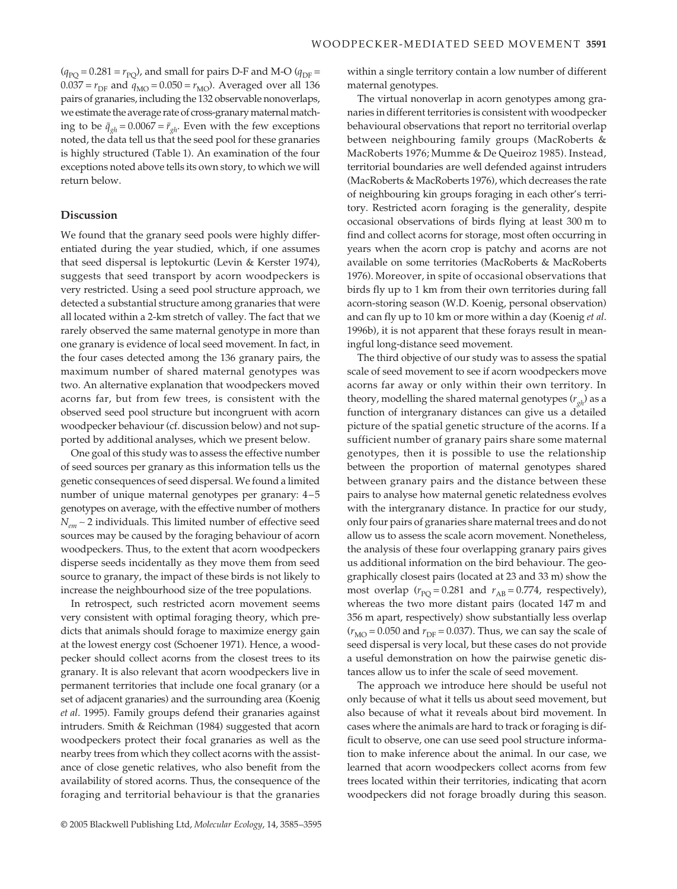($q_{PQ} = 0.281 = r_{PQ}$), and small for pairs D-F and M-O ($q_{DF} = 0.037 = r_{DF}$ and $q_{MO} = 0.050 = r_{MO}$). Averaged over all 136 pairs of granaries, including the 132 observable nonoverlaps, we estimate the average rate of cross-granary maternal matching to be $\bar{q}_{gh} = 0.0067 = \bar{r}_{gh}$. Even with the few exceptions noted, the data tell us that the seed pool for these granaries is highly structured (Table 1). An examination of the four exceptions noted above tells its own story, to which we will return below.

## Discussion

We found that the granary seed pools were highly differentiated during the year studied, which, if one assumes that seed dispersal is leptokurtic (Levin & Kerster 1974), suggests that seed transport by acorn woodpeckers is very restricted. Using a seed pool structure approach, we detected a substantial structure among granaries that were all located within a 2-km stretch of valley. The fact that we rarely observed the same maternal genotype in more than one granary is evidence of local seed movement. In fact, in the four cases detected among the 136 granary pairs, the maximum number of shared maternal genotypes was two. An alternative explanation that woodpeckers moved acorns far, but from few trees, is consistent with the observed seed pool structure but incongruent with acorn woodpecker behaviour (cf. discussion below) and not supported by additional analyses, which we present below.

One goal of this study was to assess the effective number of seed sources per granary as this information tells us the genetic consequences of seed dispersal. We found a limited number of unique maternal genotypes per granary: 4–5 genotypes on average, with the effective number of mothers $N_{em} \sim 2$ individuals. This limited number of effective seed sources may be caused by the foraging behaviour of acorn woodpeckers. Thus, to the extent that acorn woodpeckers disperse seeds incidentally as they move them from seed source to granary, the impact of these birds is not likely to increase the neighbourhood size of the tree populations.

In retrospect, such restricted acorn movement seems very consistent with optimal foraging theory, which predicts that animals should forage to maximize energy gain at the lowest energy cost (Schoener 1971). Hence, a woodpecker should collect acorns from the closest trees to its granary. It is also relevant that acorn woodpeckers live in permanent territories that include one focal granary (or a set of adjacent granaries) and the surrounding area (Koenig *et al*. 1995). Family groups defend their granaries against intruders. Smith & Reichman (1984) suggested that acorn woodpeckers protect their focal granaries as well as the nearby trees from which they collect acorns with the assistance of close genetic relatives, who also benefit from the availability of stored acorns. Thus, the consequence of the foraging and territorial behaviour is that the granaries within a single territory contain a low number of different maternal genotypes.

The virtual nonoverlap in acorn genotypes among granaries in different territories is consistent with woodpecker behavioural observations that report no territorial overlap between neighbouring family groups (MacRoberts & MacRoberts 1976; Mumme & De Queiroz 1985). Instead, territorial boundaries are well defended against intruders (MacRoberts & MacRoberts 1976), which decreases the rate of neighbouring kin groups foraging in each other's territory. Restricted acorn foraging is the generality, despite occasional observations of birds flying at least 300 m to find and collect acorns for storage, most often occurring in years when the acorn crop is patchy and acorns are not available on some territories (MacRoberts & MacRoberts 1976). Moreover, in spite of occasional observations that birds fly up to 1 km from their own territories during fall acorn-storing season (W.D. Koenig, personal observation) and can fly up to 10 km or more within a day (Koenig *et al*. 1996b), it is not apparent that these forays result in meaningful long-distance seed movement.

The third objective of our study was to assess the spatial scale of seed movement to see if acorn woodpeckers move acorns far away or only within their own territory. In theory, modelling the shared maternal genotypes ($r_{gh}$) as a function of intergranary distances can give us a detailed picture of the spatial genetic structure of the acorns. If a sufficient number of granary pairs share some maternal genotypes, then it is possible to use the relationship between the proportion of maternal genotypes shared between granary pairs and the distance between these pairs to analyse how maternal genetic relatedness evolves with the intergranary distance. In practice for our study, only four pairs of granaries share maternal trees and do not allow us to assess the scale acorn movement. Nonetheless, the analysis of these four overlapping granary pairs gives us additional information on the bird behaviour. The geographically closest pairs (located at 23 and 33 m) show the most overlap ($r_{PQ} = 0.281$ and $r_{AB} = 0.774$, respectively), whereas the two more distant pairs (located 147 m and 356 m apart, respectively) show substantially less overlap ($r_{MO} = 0.050$ and $r_{DF} = 0.037$). Thus, we can say the scale of seed dispersal is very local, but these cases do not provide a useful demonstration on how the pairwise genetic distances allow us to infer the scale of seed movement.

The approach we introduce here should be useful not only because of what it tells us about seed movement, but also because of what it reveals about bird movement. In cases where the animals are hard to track or foraging is difficult to observe, one can use seed pool structure information to make inference about the animal. In our case, we learned that acorn woodpeckers collect acorns from few trees located within their territories, indicating that acorn woodpeckers did not forage broadly during this season.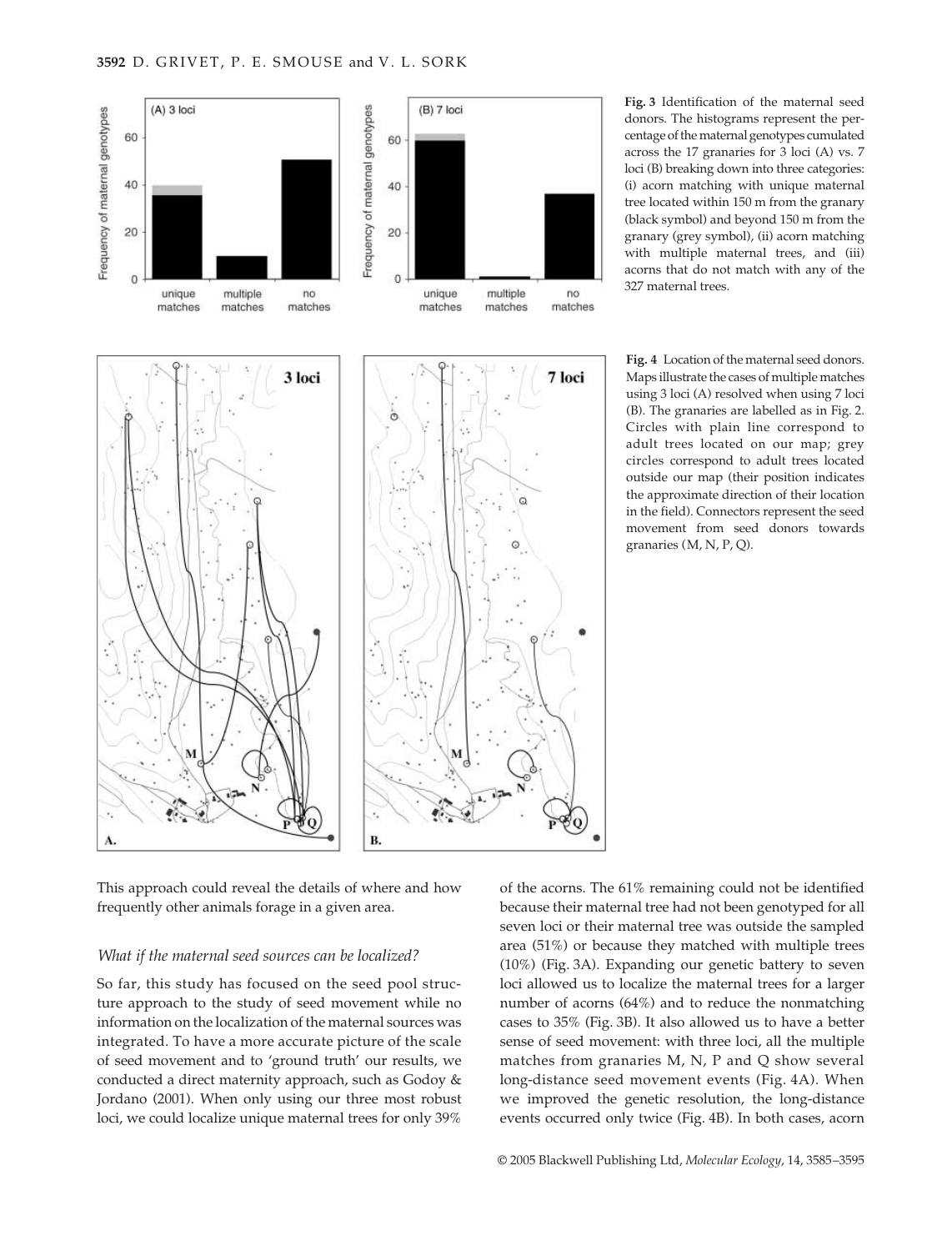**Fig. 3** Identification of the maternal seed donors. The histograms represent the percentage of the maternal genotypes cumulated across the 17 granaries for 3 loci (A) vs. 7 loci (B) breaking down into three categories: (i) acorn matching with unique maternal tree located within 150 m from the granary (black symbol) and beyond 150 m from the granary (grey symbol), (ii) acorn matching with multiple maternal trees, and (iii) acorns that do not match with any of the 327 maternal trees.

**Fig. 4** Location of the maternal seed donors. Maps illustrate the cases of multiple matches using 3 loci (A) resolved when using 7 loci (B). The granaries are labelled as in Fig. 2. Circles with plain line correspond to adult trees located on our map; grey circles correspond to adult trees located outside our map (their position indicates the approximate direction of their location in the field). Connectors represent the seed movement from seed donors towards granaries (M, N, P, Q).

This approach could reveal the details of where and how frequently other animals forage in a given area.

### *What if the maternal seed sources can be localized?*

So far, this study has focused on the seed pool structure approach to the study of seed movement while no information on the localization of the maternal sources was integrated. To have a more accurate picture of the scale of seed movement and to 'ground truth' our results, we conducted a direct maternity approach, such as Godoy & Jordano (2001). When only using our three most robust loci, we could localize unique maternal trees for only 39% of the acorns. The 61% remaining could not be identified because their maternal tree had not been genotyped for all seven loci or their maternal tree was outside the sampled area (51%) or because they matched with multiple trees (10%) (Fig. 3A). Expanding our genetic battery to seven loci allowed us to localize the maternal trees for a larger number of acorns (64%) and to reduce the nonmatching cases to 35% (Fig. 3B). It also allowed us to have a better sense of seed movement: with three loci, all the multiple matches from granaries M, N, P and Q show several long-distance seed movement events (Fig. 4A). When we improved the genetic resolution, the long-distance events occurred only twice (Fig. 4B). In both cases, acorn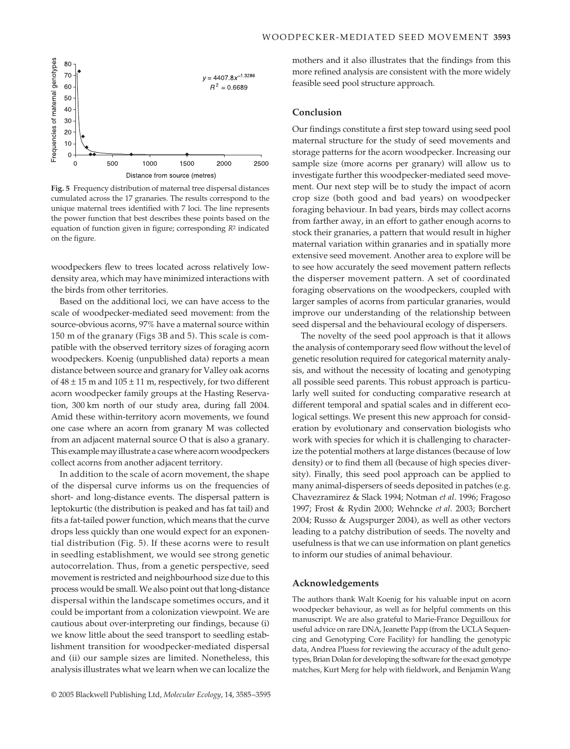Frequencies of maternal genotypes

80
70
60
50
40
30
20
10
0

0 500 1000 1500 2000 2500

Distance from source (metres)

$y = 4407.8x^{-1.3286}$

$R^2 = 0.6689$

**Fig. 5** Frequency distribution of maternal tree dispersal distances cumulated across the 17 granaries. The results correspond to the unique maternal trees identified with 7 loci. The line represents the power function that best describes these points based on the equation of function given in figure; corresponding $R^2$ indicated on the figure.

woodpeckers flew to trees located across relatively low-density area, which may have minimized interactions with the birds from other territories.

Based on the additional loci, we can have access to the scale of woodpecker-mediated seed movement: from the source-obvious acorns, 97% have a maternal source within 150 m of the granary (Figs 3B and 5). This scale is compatible with the observed territory sizes of foraging acorn woodpeckers. Koenig (unpublished data) reports a mean distance between source and granary for Valley oak acorns of $48 \pm 15$ m and $105 \pm 11$ m, respectively, for two different acorn woodpecker family groups at the Hasting Reservation, 300 km north of our study area, during fall 2004. Amid these within-territory acorn movements, we found one case where an acorn from granary M was collected from an adjacent maternal source O that is also a granary. This example may illustrate a case where acorn woodpeckers collect acorns from another adjacent territory.

In addition to the scale of acorn movement, the shape of the dispersal curve informs us on the frequencies of short- and long-distance events. The dispersal pattern is leptokurtic (the distribution is peaked and has fat tail) and fits a fat-tailed power function, which means that the curve drops less quickly than one would expect for an exponential distribution (Fig. 5). If these acorns were to result in seedling establishment, we would see strong genetic autocorrelation. Thus, from a genetic perspective, seed movement is restricted and neighbourhood size due to this process would be small. We also point out that long-distance dispersal within the landscape sometimes occurs, and it could be important from a colonization viewpoint. We are cautious about over-interpreting our findings, because (i) we know little about the seed transport to seedling establishment transition for woodpecker-mediated dispersal and (ii) our sample sizes are limited. Nonetheless, this analysis illustrates what we learn when we can localize the mothers and it also illustrates that the findings from this more refined analysis are consistent with the more widely feasible seed pool structure approach.

## Conclusion

Our findings constitute a first step toward using seed pool maternal structure for the study of seed movements and storage patterns for the acorn woodpecker. Increasing our sample size (more acorns per granary) will allow us to investigate further this woodpecker-mediated seed movement. Our next step will be to study the impact of acorn crop size (both good and bad years) on woodpecker foraging behaviour. In bad years, birds may collect acorns from farther away, in an effort to gather enough acorns to stock their granaries, a pattern that would result in higher maternal variation within granaries and in spatially more extensive seed movement. Another area to explore will be to see how accurately the seed movement pattern reflects the disperser movement pattern. A set of coordinated foraging observations on the woodpeckers, coupled with larger samples of acorns from particular granaries, would improve our understanding of the relationship between seed dispersal and the behavioural ecology of dispersers.

The novelty of the seed pool approach is that it allows the analysis of contemporary seed flow without the level of genetic resolution required for categorical maternity analysis, and without the necessity of locating and genotyping all possible seed parents. This robust approach is particularly well suited for conducting comparative research at different temporal and spatial scales and in different ecological settings. We present this new approach for consideration by evolutionary and conservation biologists who work with species for which it is challenging to characterize the potential mothers at large distances (because of low density) or to find them all (because of high species diversity). Finally, this seed pool approach can be applied to many animal-dispersers of seeds deposited in patches (e.g. Chavezramirez & Slack 1994; Notman *et al*. 1996; Fragoso 1997; Frost & Rydin 2000; Wehncke *et al*. 2003; Borchert 2004; Russo & Augspurger 2004), as well as other vectors leading to a patchy distribution of seeds. The novelty and usefulness is that we can use information on plant genetics to inform our studies of animal behaviour.

## Acknowledgements

The authors thank Walt Koenig for his valuable input on acorn woodpecker behaviour, as well as for helpful comments on this manuscript. We are also grateful to Marie-France Deguilloux for useful advice on rare DNA, Jeanette Papp (from the UCLA Sequencing and Genotyping Core Facility) for handling the genotypic data, Andrea Pluess for reviewing the accuracy of the adult genotypes, Brian Dolan for developing the software for the exact genotype matches, Kurt Merg for help with fieldwork, and Benjamin Wang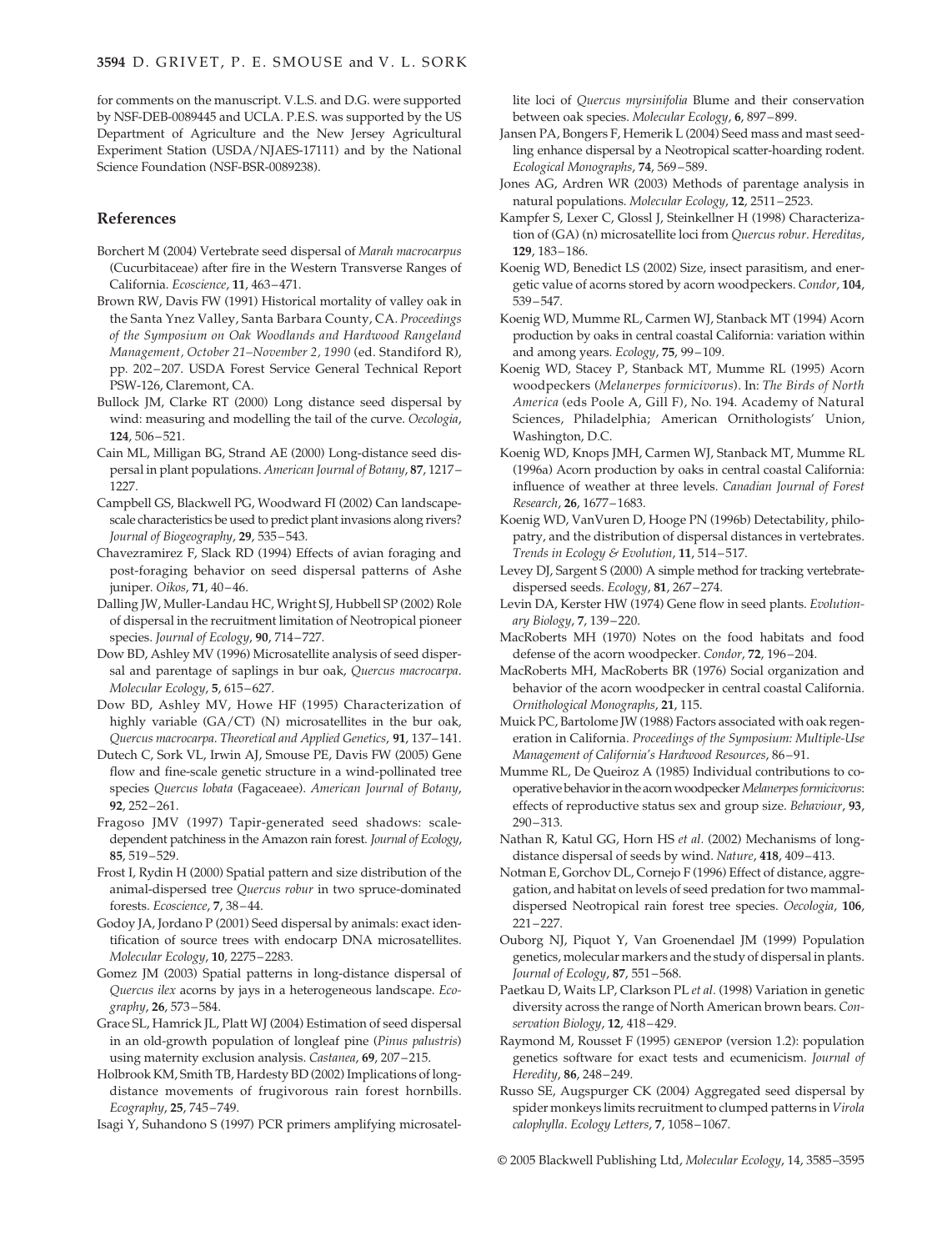for comments on the manuscript. V.L.S. and D.G. were supported by NSF-DEB-0089445 and UCLA. P.E.S. was supported by the US Department of Agriculture and the New Jersey Agricultural Experiment Station (USDA/NJAES-17111) and by the National Science Foundation (NSF-BSR-0089238).

## References

Borchert M (2004) Vertebrate seed dispersal of *Marah macrocarpus* (Cucurbitaceae) after fire in the Western Transverse Ranges of California. *Ecoscience*, **11**, 463–471.

Brown RW, Davis FW (1991) Historical mortality of valley oak in the Santa Ynez Valley, Santa Barbara County, CA. *Proceedings of the Symposium on Oak Woodlands and Hardwood Rangeland Management, October 21–November 2, 1990* (ed. Standiford R), pp. 202–207. USDA Forest Service General Technical Report PSW-126, Claremont, CA.

Bullock JM, Clarke RT (2000) Long distance seed dispersal by wind: measuring and modelling the tail of the curve. *Oecologia*, **124**, 506–521.

Cain ML, Milligan BG, Strand AE (2000) Long-distance seed dispersal in plant populations. *American Journal of Botany*, **87**, 1217–1227.

Campbell GS, Blackwell PG, Woodward FI (2002) Can landscape-scale characteristics be used to predict plant invasions along rivers? *Journal of Biogeography*, **29**, 535–543.

Chavezramirez F, Slack RD (1994) Effects of avian foraging and post-foraging behavior on seed dispersal patterns of Ashe juniper. *Oikos*, **71**, 40–46.

Dalling JW, Muller-Landau HC, Wright SJ, Hubbell SP (2002) Role of dispersal in the recruitment limitation of Neotropical pioneer species. *Journal of Ecology*, **90**, 714–727.

Dow BD, Ashley MV (1996) Microsatellite analysis of seed dispersal and parentage of saplings in bur oak, *Quercus macrocarpa*. *Molecular Ecology*, **5**, 615–627.

Dow BD, Ashley MV, Howe HF (1995) Characterization of highly variable (GA/CT) (N) microsatellites in the bur oak, *Quercus macrocarpa*. *Theoretical and Applied Genetics*, **91**, 137–141.

Dutech C, Sork VL, Irwin AJ, Smouse PE, Davis FW (2005) Gene flow and fine-scale genetic structure in a wind-pollinated tree species *Quercus lobata* (Fagaceaee). *American Journal of Botany*, **92**, 252–261.

Fragoso JMV (1997) Tapir-generated seed shadows: scale-dependent patchiness in the Amazon rain forest. *Journal of Ecology*, **85**, 519–529.

Frost I, Rydin H (2000) Spatial pattern and size distribution of the animal-dispersed tree *Quercus robur* in two spruce-dominated forests. *Ecoscience*, **7**, 38–44.

Godoy JA, Jordano P (2001) Seed dispersal by animals: exact identification of source trees with endocarp DNA microsatellites. *Molecular Ecology*, **10**, 2275–2283.

Gomez JM (2003) Spatial patterns in long-distance dispersal of *Quercus ilex* acorns by jays in a heterogeneous landscape. *Ecography*, **26**, 573–584.

Grace SL, Hamrick JL, Platt WJ (2004) Estimation of seed dispersal in an old-growth population of longleaf pine (*Pinus palustris*) using maternity exclusion analysis. *Castanea*, **69**, 207–215.

Holbrook KM, Smith TB, Hardesty BD (2002) Implications of long-distance movements of frugivorous rain forest hornbills. *Ecography*, **25**, 745–749.

Isagi Y, Suhandono S (1997) PCR primers amplifying microsatellite loci of *Quercus myrsinifolia* Blume and their conservation between oak species. *Molecular Ecology*, **6**, 897–899.

Jansen PA, Bongers F, Hemerik L (2004) Seed mass and mast seedling enhance dispersal by a Neotropical scatter-hoarding rodent. *Ecological Monographs*, **74**, 569–589.

Jones AG, Ardren WR (2003) Methods of parentage analysis in natural populations. *Molecular Ecology*, **12**, 2511–2523.

Kampfer S, Lexer C, Glossl J, Steinkellner H (1998) Characterization of (GA) (n) microsatellite loci from *Quercus robur*. *Hereditas*, **129**, 183–186.

Koenig WD, Benedict LS (2002) Size, insect parasitism, and energetic value of acorns stored by acorn woodpeckers. *Condor*, **104**, 539–547.

Koenig WD, Mumme RL, Carmen WJ, Stanback MT (1994) Acorn production by oaks in central coastal California: variation within and among years. *Ecology*, **75**, 99–109.

Koenig WD, Stacey P, Stanback MT, Mumme RL (1995) Acorn woodpeckers (*Melanerpes formicivorus*). In: *The Birds of North America* (eds Poole A, Gill F), No. 194. Academy of Natural Sciences, Philadelphia; American Ornithologists' Union, Washington, D.C.

Koenig WD, Knops JMH, Carmen WJ, Stanback MT, Mumme RL (1996a) Acorn production by oaks in central coastal California: influence of weather at three levels. *Canadian Journal of Forest Research*, **26**, 1677–1683.

Koenig WD, VanVuren D, Hooge PN (1996b) Detectability, philopatry, and the distribution of dispersal distances in vertebrates. *Trends in Ecology & Evolution*, **11**, 514–517.

Levey DJ, Sargent S (2000) A simple method for tracking vertebrate-dispersed seeds. *Ecology*, **81**, 267–274.

Levin DA, Kerster HW (1974) Gene flow in seed plants. *Evolutionary Biology*, **7**, 139–220.

MacRoberts MH (1970) Notes on the food habitats and food defense of the acorn woodpecker. *Condor*, **72**, 196–204.

MacRoberts MH, MacRoberts BR (1976) Social organization and behavior of the acorn woodpecker in central coastal California. *Ornithological Monographs*, **21**, 115.

Muick PC, Bartolome JW (1988) Factors associated with oak regeneration in California. *Proceedings of the Symposium: Multiple-Use Management of California's Hardwood Resources*, 86–91.

Mumme RL, De Queiroz A (1985) Individual contributions to cooperative behavior in the acorn woodpecker *Melanerpes formicivorus*: effects of reproductive status sex and group size. *Behaviour*, **93**, 290–313.

Nathan R, Katul GG, Horn HS *et al.* (2002) Mechanisms of long-distance dispersal of seeds by wind. *Nature*, **418**, 409–413.

Notman E, Gorchov DL, Cornejo F (1996) Effect of distance, aggregation, and habitat on levels of seed predation for two mammal-dispersed Neotropical rain forest tree species. *Oecologia*, **106**, 221–227.

Ouborg NJ, Piquot Y, Van Groenendael JM (1999) Population genetics, molecular markers and the study of dispersal in plants. *Journal of Ecology*, **87**, 551–568.

Paetkau D, Waits LP, Clarkson PL *et al.* (1998) Variation in genetic diversity across the range of North American brown bears. *Conservation Biology*, **12**, 418–429.

Raymond M, Rousset F (1995) GENEPOP (version 1.2): population genetics software for exact tests and ecumenicism. *Journal of Heredity*, **86**, 248–249.

Russo SE, Augspurger CK (2004) Aggregated seed dispersal by spider monkeys limits recruitment to clumped patterns in *Virola calophylla*. *Ecology Letters*, **7**, 1058–1067.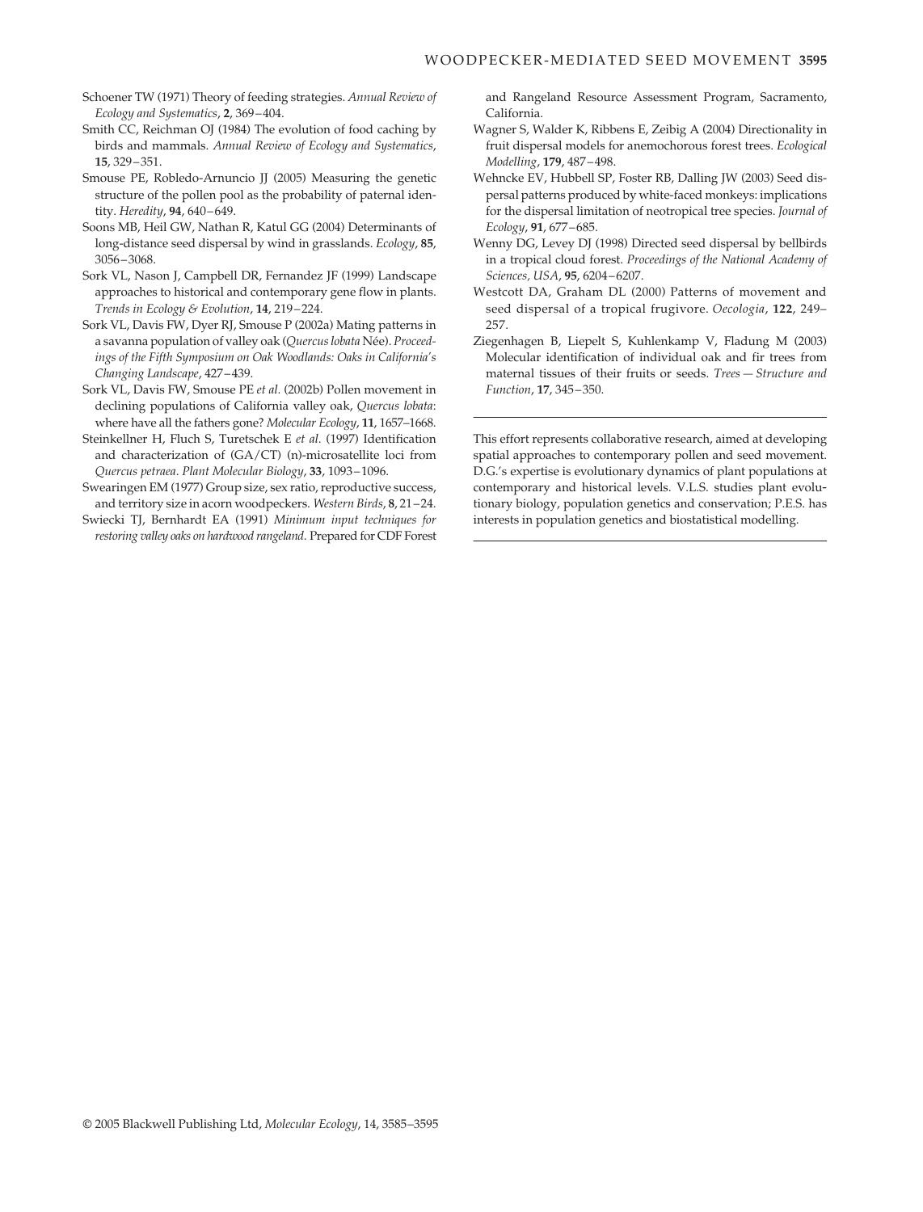Schoener TW (1971) Theory of feeding strategies. *Annual Review of Ecology and Systematics*, **2**, 369–404.

Smith CC, Reichman OJ (1984) The evolution of food caching by birds and mammals. *Annual Review of Ecology and Systematics*, **15**, 329–351.

Smouse PE, Robledo-Arnuncio JJ (2005) Measuring the genetic structure of the pollen pool as the probability of paternal identity. *Heredity*, **94**, 640–649.

Soons MB, Heil GW, Nathan R, Katul GG (2004) Determinants of long-distance seed dispersal by wind in grasslands. *Ecology*, **85**, 3056–3068.

Sork VL, Nason J, Campbell DR, Fernandez JF (1999) Landscape approaches to historical and contemporary gene flow in plants. *Trends in Ecology & Evolution*, **14**, 219–224.

Sork VL, Davis FW, Dyer RJ, Smouse P (2002a) Mating patterns in a savanna population of valley oak (*Quercus lobata* Née). *Proceedings of the Fifth Symposium on Oak Woodlands: Oaks in California's Changing Landscape*, 427–439.

Sork VL, Davis FW, Smouse PE *et al.* (2002b) Pollen movement in declining populations of California valley oak, *Quercus lobata*: where have all the fathers gone? *Molecular Ecology*, **11**, 1657–1668.

Steinkellner H, Fluch S, Turetschek E *et al.* (1997) Identification and characterization of (GA/CT) (n)-microsatellite loci from *Quercus petraea*. *Plant Molecular Biology*, **33**, 1093–1096.

Swearingen EM (1977) Group size, sex ratio, reproductive success, and territory size in acorn woodpeckers. *Western Birds*, **8**, 21–24.

Swiecki TJ, Bernhardt EA (1991) *Minimum input techniques for restoring valley oaks on hardwood rangeland*. Prepared for CDF Forest and Rangeland Resource Assessment Program, Sacramento, California.

Wagner S, Walder K, Ribbens E, Zeibig A (2004) Directionality in fruit dispersal models for anemochorous forest trees. *Ecological Modelling*, **179**, 487–498.

Wehncke EV, Hubbell SP, Foster RB, Dalling JW (2003) Seed dispersal patterns produced by white-faced monkeys: implications for the dispersal limitation of neotropical tree species. *Journal of Ecology*, **91**, 677–685.

Wenny DG, Levey DJ (1998) Directed seed dispersal by bellbirds in a tropical cloud forest. *Proceedings of the National Academy of Sciences, USA*, **95**, 6204–6207.

Westcott DA, Graham DL (2000) Patterns of movement and seed dispersal of a tropical frugivore. *Oecologia*, **122**, 249–257.

Ziegenhagen B, Liepelt S, Kuhlenkamp V, Fladung M (2003) Molecular identification of individual oak and fir trees from maternal tissues of their fruits or seeds. *Trees — Structure and Function*, **17**, 345–350.

---

This effort represents collaborative research, aimed at developing spatial approaches to contemporary pollen and seed movement. D.G.'s expertise is evolutionary dynamics of plant populations at contemporary and historical levels. V.L.S. studies plant evolutionary biology, population genetics and conservation; P.E.S. has interests in population genetics and biostatistical modelling.

---